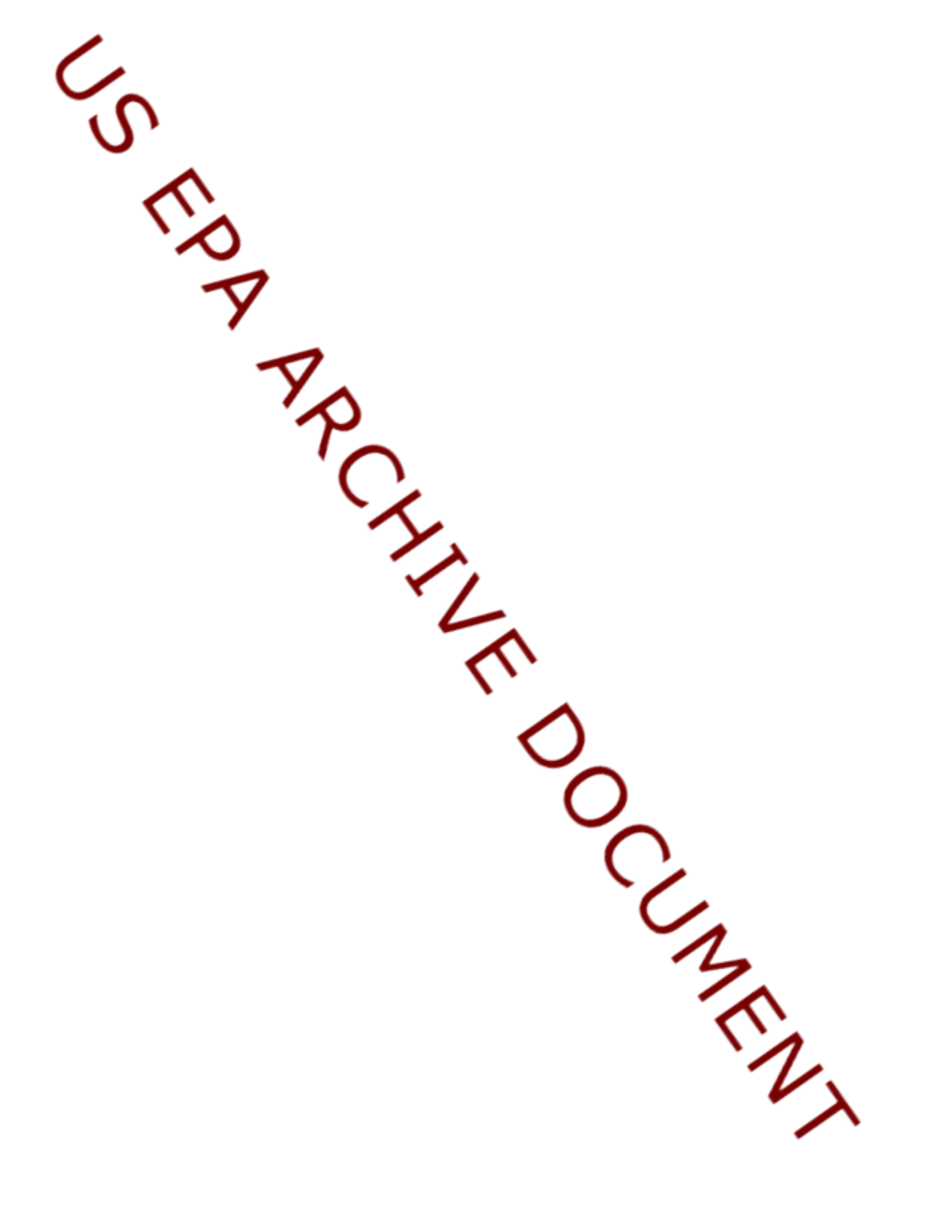US EPA ARCHIVE DOCUMENT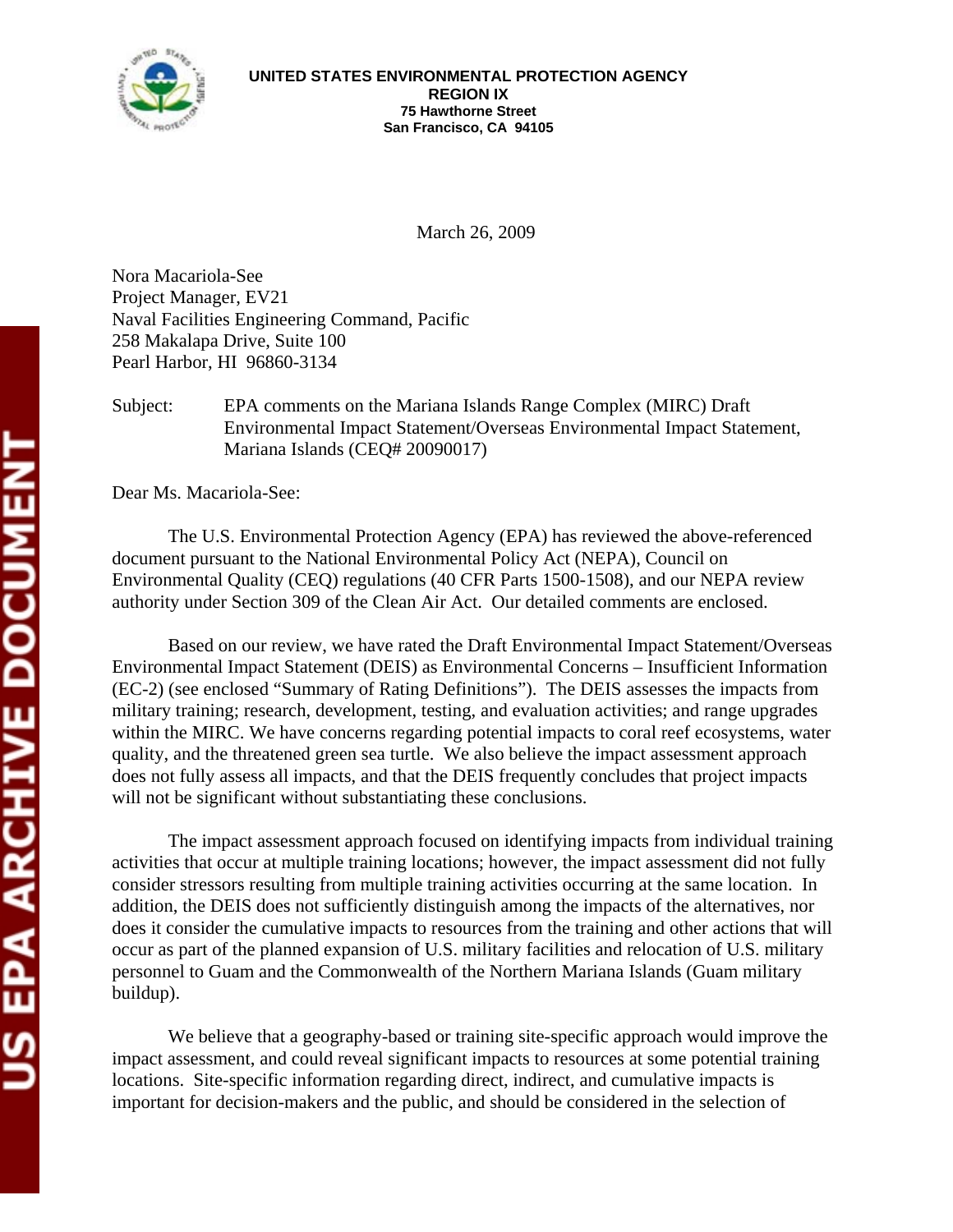**UNITED STATES ENVIRONMENTAL PROTECTION AGENCY**
**REGION IX**
**75 Hawthorne Street**
**San Francisco, CA 94105**

March 26, 2009

Nora Macariola-See
Project Manager, EV21
Naval Facilities Engineering Command, Pacific
258 Makalapa Drive, Suite 100
Pearl Harbor, HI 96860-3134

Subject: EPA comments on the Mariana Islands Range Complex (MIRC) Draft Environmental Impact Statement/Overseas Environmental Impact Statement, Mariana Islands (CEQ# 20090017)

Dear Ms. Macariola-See:

The U.S. Environmental Protection Agency (EPA) has reviewed the above-referenced document pursuant to the National Environmental Policy Act (NEPA), Council on Environmental Quality (CEQ) regulations (40 CFR Parts 1500-1508), and our NEPA review authority under Section 309 of the Clean Air Act. Our detailed comments are enclosed.

Based on our review, we have rated the Draft Environmental Impact Statement/Overseas Environmental Impact Statement (DEIS) as Environmental Concerns – Insufficient Information (EC-2) (see enclosed "Summary of Rating Definitions"). The DEIS assesses the impacts from military training; research, development, testing, and evaluation activities; and range upgrades within the MIRC. We have concerns regarding potential impacts to coral reef ecosystems, water quality, and the threatened green sea turtle. We also believe the impact assessment approach does not fully assess all impacts, and that the DEIS frequently concludes that project impacts will not be significant without substantiating these conclusions.

The impact assessment approach focused on identifying impacts from individual training activities that occur at multiple training locations; however, the impact assessment did not fully consider stressors resulting from multiple training activities occurring at the same location. In addition, the DEIS does not sufficiently distinguish among the impacts of the alternatives, nor does it consider the cumulative impacts to resources from the training and other actions that will occur as part of the planned expansion of U.S. military facilities and relocation of U.S. military personnel to Guam and the Commonwealth of the Northern Mariana Islands (Guam military buildup).

We believe that a geography-based or training site-specific approach would improve the impact assessment, and could reveal significant impacts to resources at some potential training locations. Site-specific information regarding direct, indirect, and cumulative impacts is important for decision-makers and the public, and should be considered in the selection of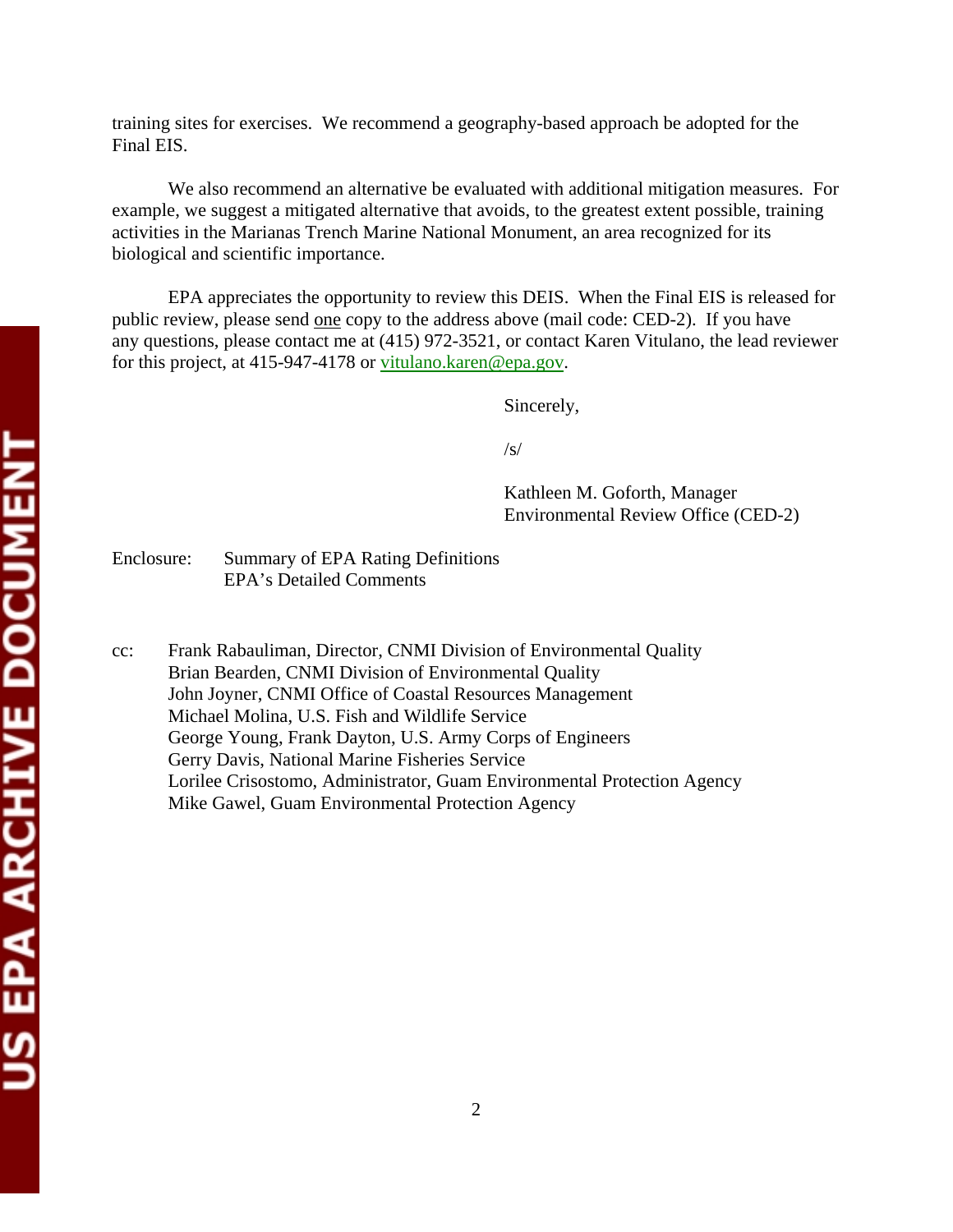training sites for exercises. We recommend a geography-based approach be adopted for the Final EIS.

We also recommend an alternative be evaluated with additional mitigation measures. For example, we suggest a mitigated alternative that avoids, to the greatest extent possible, training activities in the Marianas Trench Marine National Monument, an area recognized for its biological and scientific importance.

EPA appreciates the opportunity to review this DEIS. When the Final EIS is released for public review, please send one copy to the address above (mail code: CED-2). If you have any questions, please contact me at (415) 972-3521, or contact Karen Vitulano, the lead reviewer for this project, at 415-947-4178 or vitulano.karen@epa.gov.

Sincerely,

/s/

Kathleen M. Goforth, Manager
Environmental Review Office (CED-2)

Enclosure: Summary of EPA Rating Definitions
EPA's Detailed Comments

cc: Frank Rabauliman, Director, CNMI Division of Environmental Quality
Brian Bearden, CNMI Division of Environmental Quality
John Joyner, CNMI Office of Coastal Resources Management
Michael Molina, U.S. Fish and Wildlife Service
George Young, Frank Dayton, U.S. Army Corps of Engineers
Gerry Davis, National Marine Fisheries Service
Lorilee Crisostomo, Administrator, Guam Environmental Protection Agency
Mike Gawel, Guam Environmental Protection Agency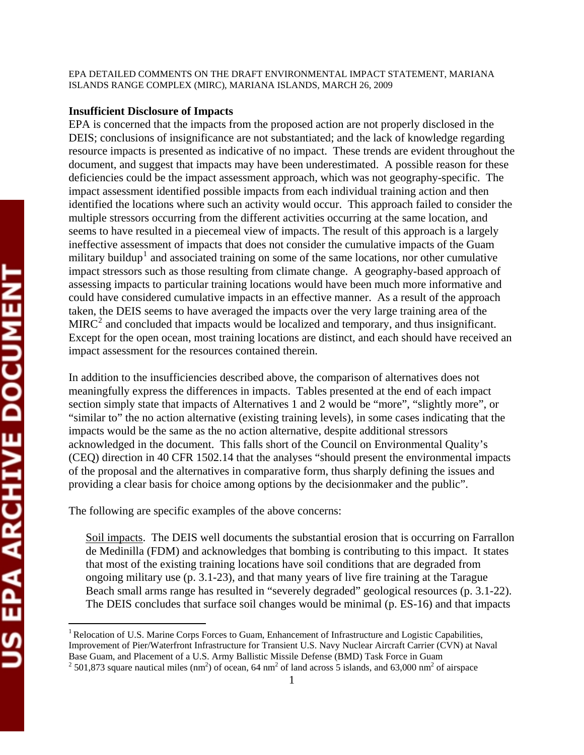EPA DETAILED COMMENTS ON THE DRAFT ENVIRONMENTAL IMPACT STATEMENT, MARIANA ISLANDS RANGE COMPLEX (MIRC), MARIANA ISLANDS, MARCH 26, 2009

**Insufficient Disclosure of Impacts**

EPA is concerned that the impacts from the proposed action are not properly disclosed in the DEIS; conclusions of insignificance are not substantiated; and the lack of knowledge regarding resource impacts is presented as indicative of no impact. These trends are evident throughout the document, and suggest that impacts may have been underestimated. A possible reason for these deficiencies could be the impact assessment approach, which was not geography-specific. The impact assessment identified possible impacts from each individual training action and then identified the locations where such an activity would occur. This approach failed to consider the multiple stressors occurring from the different activities occurring at the same location, and seems to have resulted in a piecemeal view of impacts. The result of this approach is a largely ineffective assessment of impacts that does not consider the cumulative impacts of the Guam military buildup[1] and associated training on some of the same locations, nor other cumulative impact stressors such as those resulting from climate change. A geography-based approach of assessing impacts to particular training locations would have been much more informative and could have considered cumulative impacts in an effective manner. As a result of the approach taken, the DEIS seems to have averaged the impacts over the very large training area of the MIRC[2] and concluded that impacts would be localized and temporary, and thus insignificant. Except for the open ocean, most training locations are distinct, and each should have received an impact assessment for the resources contained therein.

In addition to the insufficiencies described above, the comparison of alternatives does not meaningfully express the differences in impacts. Tables presented at the end of each impact section simply state that impacts of Alternatives 1 and 2 would be "more", "slightly more", or "similar to" the no action alternative (existing training levels), in some cases indicating that the impacts would be the same as the no action alternative, despite additional stressors acknowledged in the document. This falls short of the Council on Environmental Quality's (CEQ) direction in 40 CFR 1502.14 that the analyses "should present the environmental impacts of the proposal and the alternatives in comparative form, thus sharply defining the issues and providing a clear basis for choice among options by the decisionmaker and the public".

The following are specific examples of the above concerns:

> Soil impacts. The DEIS well documents the substantial erosion that is occurring on Farrallon de Medinilla (FDM) and acknowledges that bombing is contributing to this impact. It states that most of the existing training locations have soil conditions that are degraded from ongoing military use (p. 3.1-23), and that many years of live fire training at the Tarague Beach small arms range has resulted in "severely degraded" geological resources (p. 3.1-22). The DEIS concludes that surface soil changes would be minimal (p. ES-16) and that impacts

[1] Relocation of U.S. Marine Corps Forces to Guam, Enhancement of Infrastructure and Logistic Capabilities, Improvement of Pier/Waterfront Infrastructure for Transient U.S. Navy Nuclear Aircraft Carrier (CVN) at Naval Base Guam, and Placement of a U.S. Army Ballistic Missile Defense (BMD) Task Force in Guam

[2] 501,873 square nautical miles ($nm^2$) of ocean, 64 $nm^2$ of land across 5 islands, and 63,000 $nm^2$ of airspace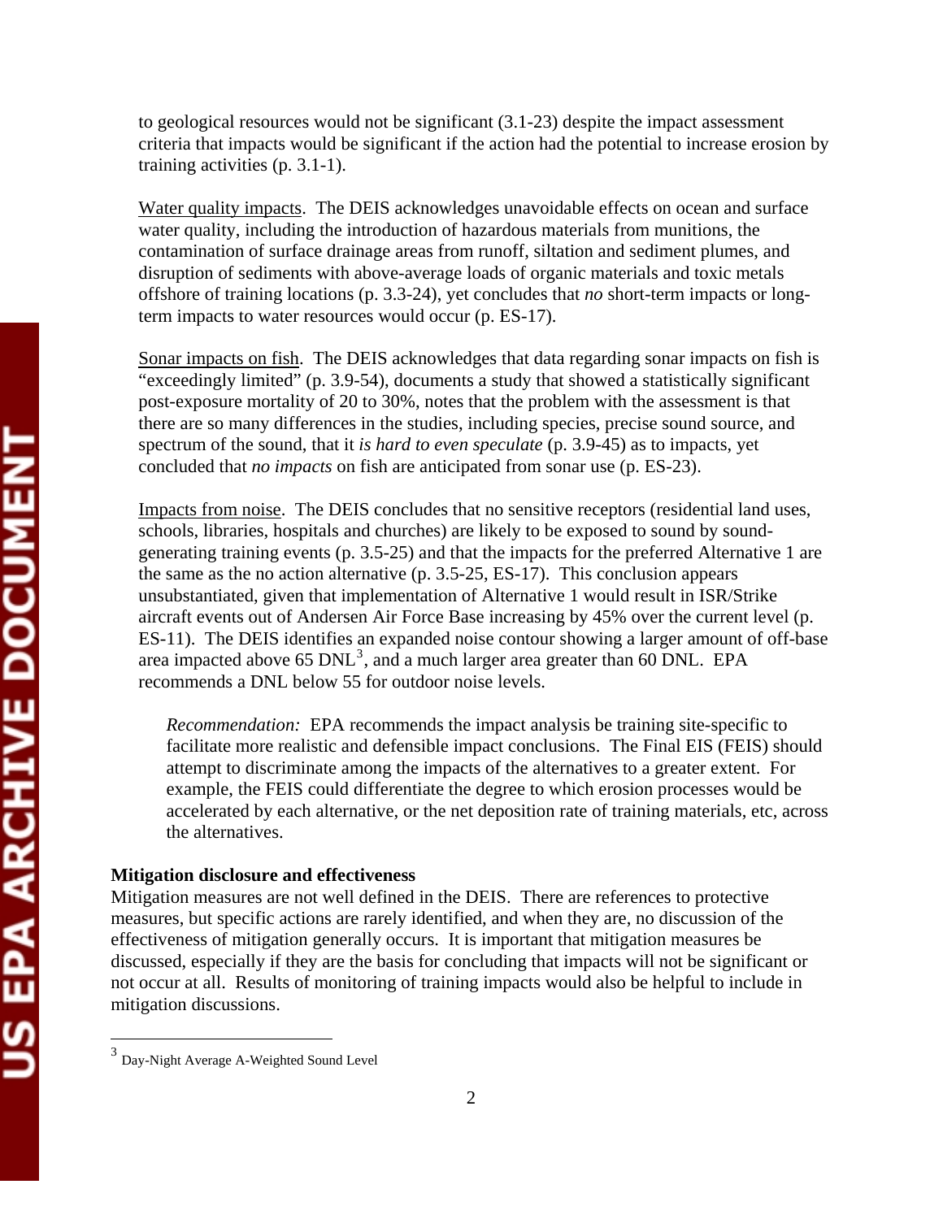to geological resources would not be significant (3.1-23) despite the impact assessment criteria that impacts would be significant if the action had the potential to increase erosion by training activities (p. 3.1-1).

<u>Water quality impacts</u>. The DEIS acknowledges unavoidable effects on ocean and surface water quality, including the introduction of hazardous materials from munitions, the contamination of surface drainage areas from runoff, siltation and sediment plumes, and disruption of sediments with above-average loads of organic materials and toxic metals offshore of training locations (p. 3.3-24), yet concludes that *no* short-term impacts or long-term impacts to water resources would occur (p. ES-17).

<u>Sonar impacts on fish</u>. The DEIS acknowledges that data regarding sonar impacts on fish is "exceedingly limited" (p. 3.9-54), documents a study that showed a statistically significant post-exposure mortality of 20 to 30%, notes that the problem with the assessment is that there are so many differences in the studies, including species, precise sound source, and spectrum of the sound, that it *is hard to even speculate* (p. 3.9-45) as to impacts, yet concluded that *no impacts* on fish are anticipated from sonar use (p. ES-23).

<u>Impacts from noise</u>. The DEIS concludes that no sensitive receptors (residential land uses, schools, libraries, hospitals and churches) are likely to be exposed to sound by sound-generating training events (p. 3.5-25) and that the impacts for the preferred Alternative 1 are the same as the no action alternative (p. 3.5-25, ES-17). This conclusion appears unsubstantiated, given that implementation of Alternative 1 would result in ISR/Strike aircraft events out of Andersen Air Force Base increasing by 45% over the current level (p. ES-11). The DEIS identifies an expanded noise contour showing a larger amount of off-base area impacted above 65 DNL[3], and a much larger area greater than 60 DNL. EPA recommends a DNL below 55 for outdoor noise levels.

> *Recommendation:* EPA recommends the impact analysis be training site-specific to facilitate more realistic and defensible impact conclusions. The Final EIS (FEIS) should attempt to discriminate among the impacts of the alternatives to a greater extent. For example, the FEIS could differentiate the degree to which erosion processes would be accelerated by each alternative, or the net deposition rate of training materials, etc, across the alternatives.

**Mitigation disclosure and effectiveness**

Mitigation measures are not well defined in the DEIS. There are references to protective measures, but specific actions are rarely identified, and when they are, no discussion of the effectiveness of mitigation generally occurs. It is important that mitigation measures be discussed, especially if they are the basis for concluding that impacts will not be significant or not occur at all. Results of monitoring of training impacts would also be helpful to include in mitigation discussions.

---

[3] Day-Night Average A-Weighted Sound Level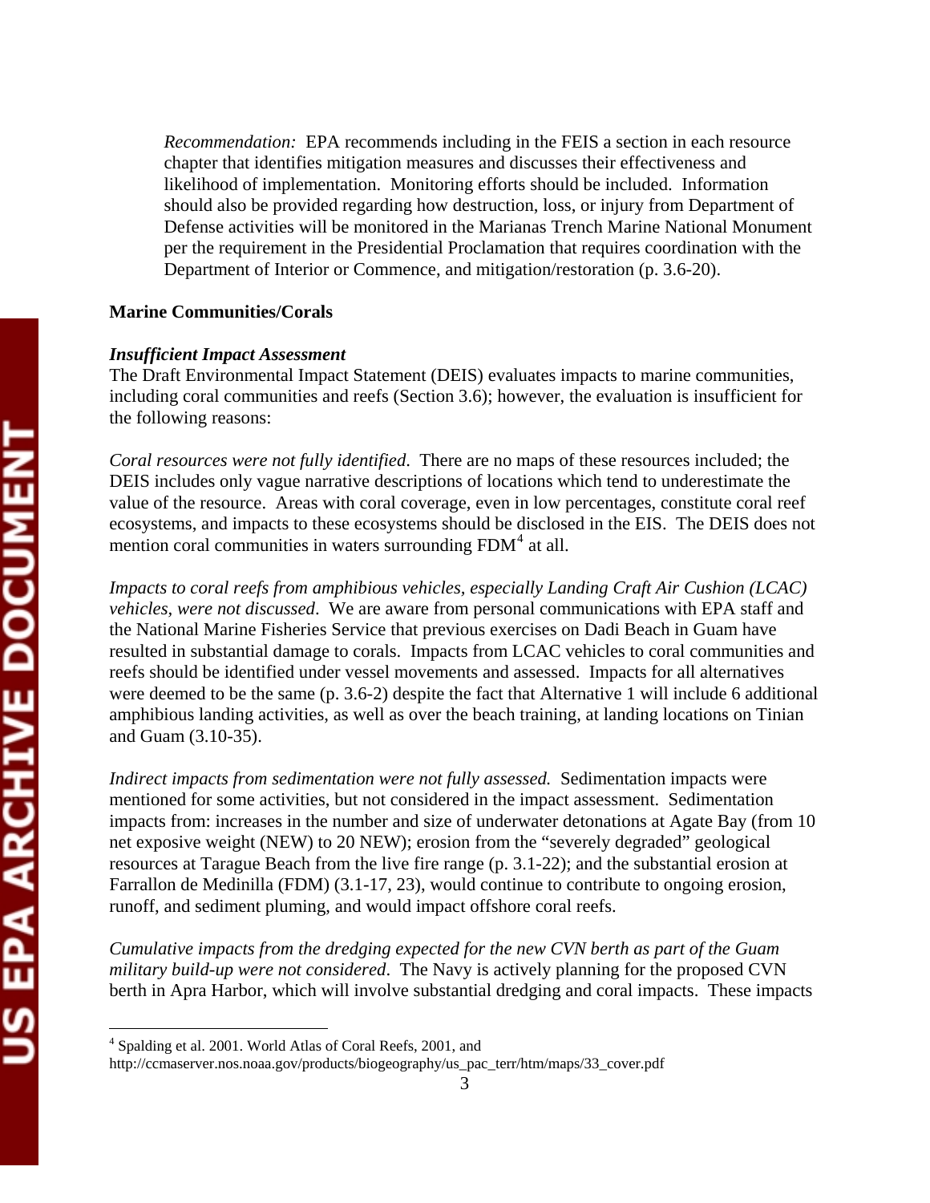*Recommendation:* EPA recommends including in the FEIS a section in each resource chapter that identifies mitigation measures and discusses their effectiveness and likelihood of implementation. Monitoring efforts should be included. Information should also be provided regarding how destruction, loss, or injury from Department of Defense activities will be monitored in the Marianas Trench Marine National Monument per the requirement in the Presidential Proclamation that requires coordination with the Department of Interior or Commence, and mitigation/restoration (p. 3.6-20).

**Marine Communities/Corals**

***Insufficient Impact Assessment***

The Draft Environmental Impact Statement (DEIS) evaluates impacts to marine communities, including coral communities and reefs (Section 3.6); however, the evaluation is insufficient for the following reasons:

*Coral resources were not fully identified*. There are no maps of these resources included; the DEIS includes only vague narrative descriptions of locations which tend to underestimate the value of the resource. Areas with coral coverage, even in low percentages, constitute coral reef ecosystems, and impacts to these ecosystems should be disclosed in the EIS. The DEIS does not mention coral communities in waters surrounding FDM[4] at all.

*Impacts to coral reefs from amphibious vehicles, especially Landing Craft Air Cushion (LCAC) vehicles, were not discussed*. We are aware from personal communications with EPA staff and the National Marine Fisheries Service that previous exercises on Dadi Beach in Guam have resulted in substantial damage to corals. Impacts from LCAC vehicles to coral communities and reefs should be identified under vessel movements and assessed. Impacts for all alternatives were deemed to be the same (p. 3.6-2) despite the fact that Alternative 1 will include 6 additional amphibious landing activities, as well as over the beach training, at landing locations on Tinian and Guam (3.10-35).

*Indirect impacts from sedimentation were not fully assessed.* Sedimentation impacts were mentioned for some activities, but not considered in the impact assessment. Sedimentation impacts from: increases in the number and size of underwater detonations at Agate Bay (from 10 net exposive weight (NEW) to 20 NEW); erosion from the "severely degraded" geological resources at Tarague Beach from the live fire range (p. 3.1-22); and the substantial erosion at Farrallon de Medinilla (FDM) (3.1-17, 23), would continue to contribute to ongoing erosion, runoff, and sediment pluming, and would impact offshore coral reefs.

*Cumulative impacts from the dredging expected for the new CVN berth as part of the Guam military build-up were not considered*. The Navy is actively planning for the proposed CVN berth in Apra Harbor, which will involve substantial dredging and coral impacts. These impacts

[4] Spalding et al. 2001. World Atlas of Coral Reefs, 2001, and http://ccmaserver.nos.noaa.gov/products/biogeography/us_pac_terr/htm/maps/33_cover.pdf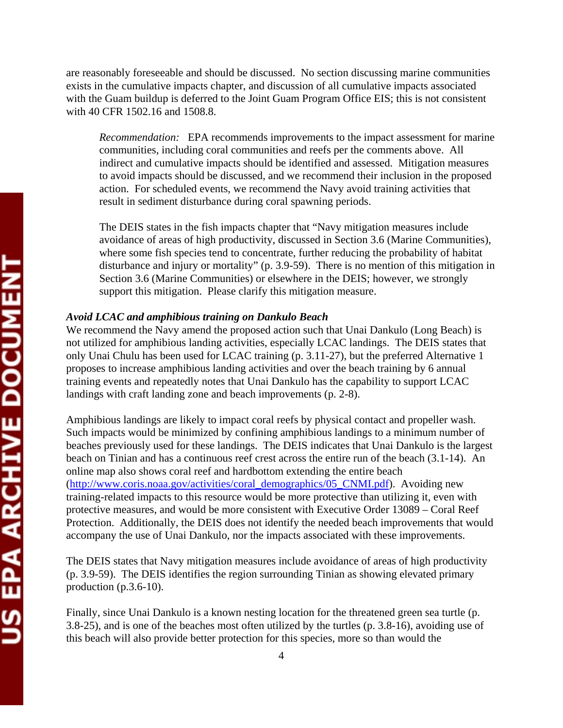are reasonably foreseeable and should be discussed. No section discussing marine communities exists in the cumulative impacts chapter, and discussion of all cumulative impacts associated with the Guam buildup is deferred to the Joint Guam Program Office EIS; this is not consistent with 40 CFR 1502.16 and 1508.8.

> *Recommendation:* EPA recommends improvements to the impact assessment for marine communities, including coral communities and reefs per the comments above. All indirect and cumulative impacts should be identified and assessed. Mitigation measures to avoid impacts should be discussed, and we recommend their inclusion in the proposed action. For scheduled events, we recommend the Navy avoid training activities that result in sediment disturbance during coral spawning periods.
>
> The DEIS states in the fish impacts chapter that "Navy mitigation measures include avoidance of areas of high productivity, discussed in Section 3.6 (Marine Communities), where some fish species tend to concentrate, further reducing the probability of habitat disturbance and injury or mortality" (p. 3.9-59). There is no mention of this mitigation in Section 3.6 (Marine Communities) or elsewhere in the DEIS; however, we strongly support this mitigation. Please clarify this mitigation measure.

***Avoid LCAC and amphibious training on Dankulo Beach***

We recommend the Navy amend the proposed action such that Unai Dankulo (Long Beach) is not utilized for amphibious landing activities, especially LCAC landings. The DEIS states that only Unai Chulu has been used for LCAC training (p. 3.11-27), but the preferred Alternative 1 proposes to increase amphibious landing activities and over the beach training by 6 annual training events and repeatedly notes that Unai Dankulo has the capability to support LCAC landings with craft landing zone and beach improvements (p. 2-8).

Amphibious landings are likely to impact coral reefs by physical contact and propeller wash. Such impacts would be minimized by confining amphibious landings to a minimum number of beaches previously used for these landings. The DEIS indicates that Unai Dankulo is the largest beach on Tinian and has a continuous reef crest across the entire run of the beach (3.1-14). An online map also shows coral reef and hardbottom extending the entire beach (http://www.coris.noaa.gov/activities/coral_demographics/05_CNMI.pdf). Avoiding new training-related impacts to this resource would be more protective than utilizing it, even with protective measures, and would be more consistent with Executive Order 13089 – Coral Reef Protection. Additionally, the DEIS does not identify the needed beach improvements that would accompany the use of Unai Dankulo, nor the impacts associated with these improvements.

The DEIS states that Navy mitigation measures include avoidance of areas of high productivity (p. 3.9-59). The DEIS identifies the region surrounding Tinian as showing elevated primary production (p.3.6-10).

Finally, since Unai Dankulo is a known nesting location for the threatened green sea turtle (p. 3.8-25), and is one of the beaches most often utilized by the turtles (p. 3.8-16), avoiding use of this beach will also provide better protection for this species, more so than would the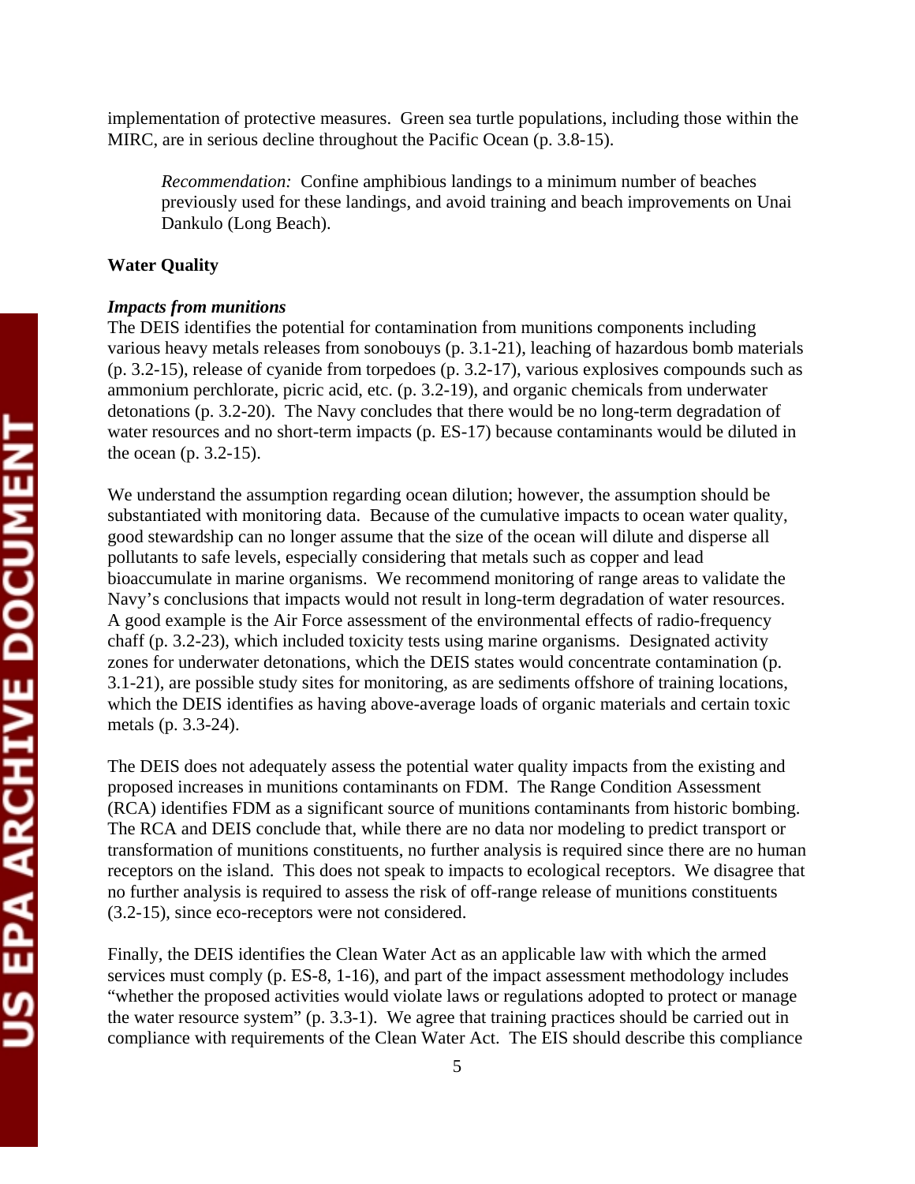implementation of protective measures. Green sea turtle populations, including those within the MIRC, are in serious decline throughout the Pacific Ocean (p. 3.8-15).

> *Recommendation:* Confine amphibious landings to a minimum number of beaches previously used for these landings, and avoid training and beach improvements on Unai Dankulo (Long Beach).

**Water Quality**

***Impacts from munitions***

The DEIS identifies the potential for contamination from munitions components including various heavy metals releases from sonobouys (p. 3.1-21), leaching of hazardous bomb materials (p. 3.2-15), release of cyanide from torpedoes (p. 3.2-17), various explosives compounds such as ammonium perchlorate, picric acid, etc. (p. 3.2-19), and organic chemicals from underwater detonations (p. 3.2-20). The Navy concludes that there would be no long-term degradation of water resources and no short-term impacts (p. ES-17) because contaminants would be diluted in the ocean (p. 3.2-15).

We understand the assumption regarding ocean dilution; however, the assumption should be substantiated with monitoring data. Because of the cumulative impacts to ocean water quality, good stewardship can no longer assume that the size of the ocean will dilute and disperse all pollutants to safe levels, especially considering that metals such as copper and lead bioaccumulate in marine organisms. We recommend monitoring of range areas to validate the Navy's conclusions that impacts would not result in long-term degradation of water resources. A good example is the Air Force assessment of the environmental effects of radio-frequency chaff (p. 3.2-23), which included toxicity tests using marine organisms. Designated activity zones for underwater detonations, which the DEIS states would concentrate contamination (p. 3.1-21), are possible study sites for monitoring, as are sediments offshore of training locations, which the DEIS identifies as having above-average loads of organic materials and certain toxic metals (p. 3.3-24).

The DEIS does not adequately assess the potential water quality impacts from the existing and proposed increases in munitions contaminants on FDM. The Range Condition Assessment (RCA) identifies FDM as a significant source of munitions contaminants from historic bombing. The RCA and DEIS conclude that, while there are no data nor modeling to predict transport or transformation of munitions constituents, no further analysis is required since there are no human receptors on the island. This does not speak to impacts to ecological receptors. We disagree that no further analysis is required to assess the risk of off-range release of munitions constituents (3.2-15), since eco-receptors were not considered.

Finally, the DEIS identifies the Clean Water Act as an applicable law with which the armed services must comply (p. ES-8, 1-16), and part of the impact assessment methodology includes "whether the proposed activities would violate laws or regulations adopted to protect or manage the water resource system" (p. 3.3-1). We agree that training practices should be carried out in compliance with requirements of the Clean Water Act. The EIS should describe this compliance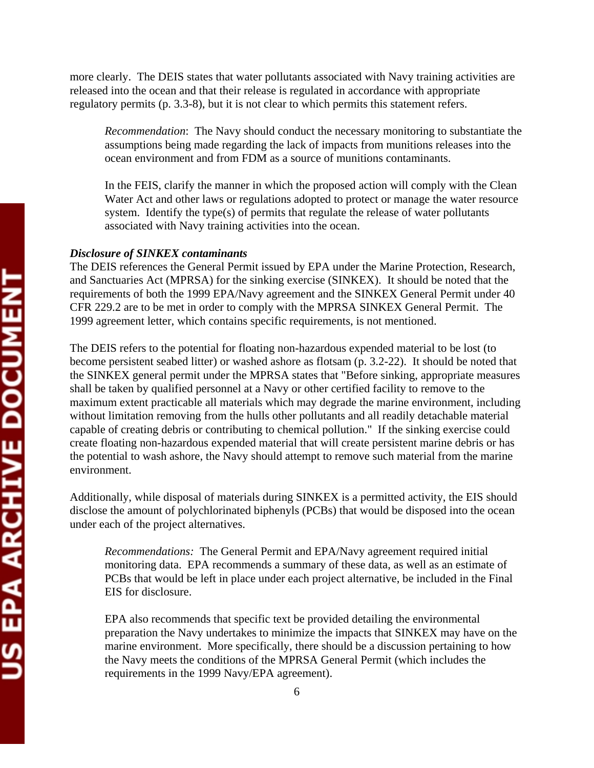more clearly. The DEIS states that water pollutants associated with Navy training activities are released into the ocean and that their release is regulated in accordance with appropriate regulatory permits (p. 3.3-8), but it is not clear to which permits this statement refers.

> *Recommendation*: The Navy should conduct the necessary monitoring to substantiate the assumptions being made regarding the lack of impacts from munitions releases into the ocean environment and from FDM as a source of munitions contaminants.
>
> In the FEIS, clarify the manner in which the proposed action will comply with the Clean Water Act and other laws or regulations adopted to protect or manage the water resource system. Identify the type(s) of permits that regulate the release of water pollutants associated with Navy training activities into the ocean.

***Disclosure of SINKEX contaminants***

The DEIS references the General Permit issued by EPA under the Marine Protection, Research, and Sanctuaries Act (MPRSA) for the sinking exercise (SINKEX). It should be noted that the requirements of both the 1999 EPA/Navy agreement and the SINKEX General Permit under 40 CFR 229.2 are to be met in order to comply with the MPRSA SINKEX General Permit. The 1999 agreement letter, which contains specific requirements, is not mentioned.

The DEIS refers to the potential for floating non-hazardous expended material to be lost (to become persistent seabed litter) or washed ashore as flotsam (p. 3.2-22). It should be noted that the SINKEX general permit under the MPRSA states that "Before sinking, appropriate measures shall be taken by qualified personnel at a Navy or other certified facility to remove to the maximum extent practicable all materials which may degrade the marine environment, including without limitation removing from the hulls other pollutants and all readily detachable material capable of creating debris or contributing to chemical pollution." If the sinking exercise could create floating non-hazardous expended material that will create persistent marine debris or has the potential to wash ashore, the Navy should attempt to remove such material from the marine environment.

Additionally, while disposal of materials during SINKEX is a permitted activity, the EIS should disclose the amount of polychlorinated biphenyls (PCBs) that would be disposed into the ocean under each of the project alternatives.

> *Recommendations:* The General Permit and EPA/Navy agreement required initial monitoring data. EPA recommends a summary of these data, as well as an estimate of PCBs that would be left in place under each project alternative, be included in the Final EIS for disclosure.
>
> EPA also recommends that specific text be provided detailing the environmental preparation the Navy undertakes to minimize the impacts that SINKEX may have on the marine environment. More specifically, there should be a discussion pertaining to how the Navy meets the conditions of the MPRSA General Permit (which includes the requirements in the 1999 Navy/EPA agreement).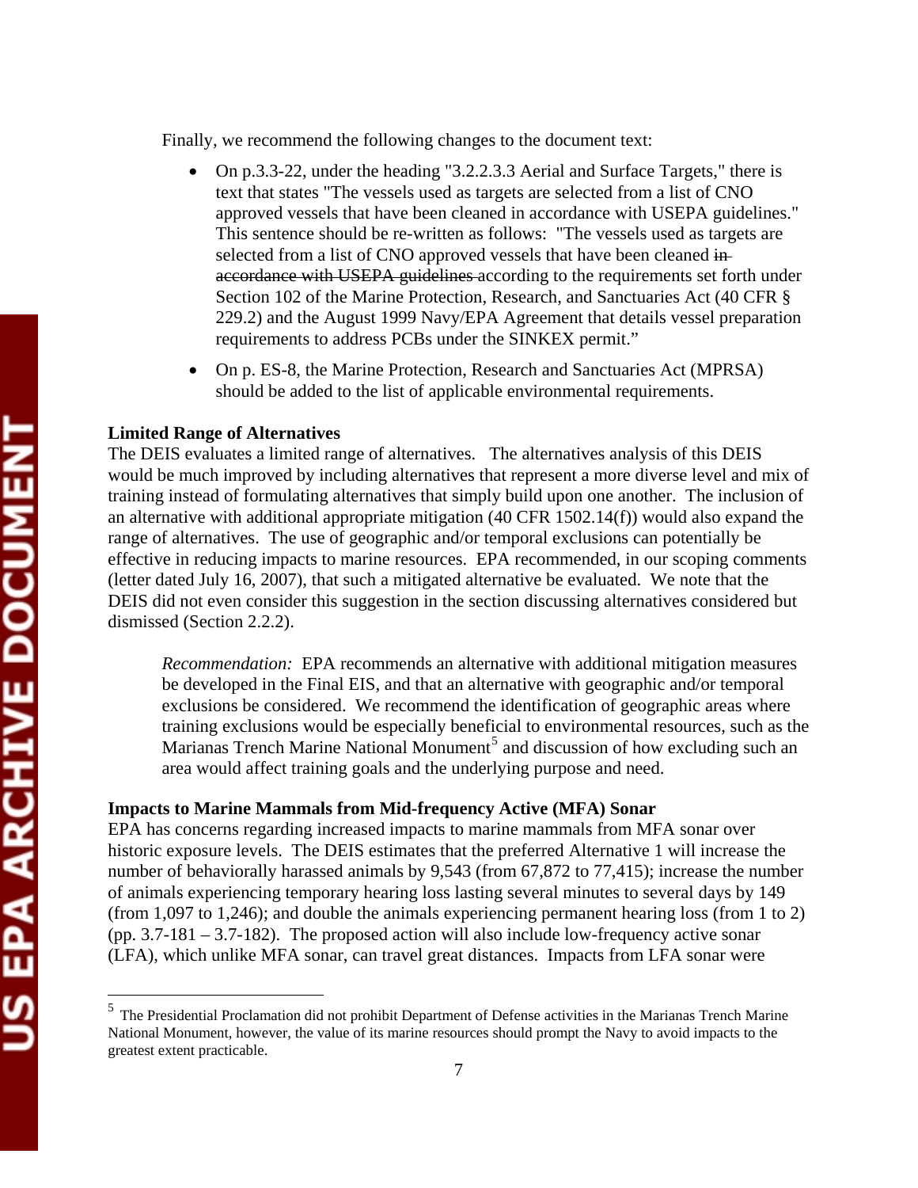Finally, we recommend the following changes to the document text:

- On p.3.3-22, under the heading "3.2.2.3.3 Aerial and Surface Targets," there is text that states "The vessels used as targets are selected from a list of CNO approved vessels that have been cleaned in accordance with USEPA guidelines." This sentence should be re-written as follows: "The vessels used as targets are selected from a list of CNO approved vessels that have been cleaned ~~in accordance with USEPA guidelines~~ according to the requirements set forth under Section 102 of the Marine Protection, Research, and Sanctuaries Act (40 CFR § 229.2) and the August 1999 Navy/EPA Agreement that details vessel preparation requirements to address PCBs under the SINKEX permit."
- On p. ES-8, the Marine Protection, Research and Sanctuaries Act (MPRSA) should be added to the list of applicable environmental requirements.

**Limited Range of Alternatives**

The DEIS evaluates a limited range of alternatives. The alternatives analysis of this DEIS would be much improved by including alternatives that represent a more diverse level and mix of training instead of formulating alternatives that simply build upon one another. The inclusion of an alternative with additional appropriate mitigation (40 CFR 1502.14(f)) would also expand the range of alternatives. The use of geographic and/or temporal exclusions can potentially be effective in reducing impacts to marine resources. EPA recommended, in our scoping comments (letter dated July 16, 2007), that such a mitigated alternative be evaluated. We note that the DEIS did not even consider this suggestion in the section discussing alternatives considered but dismissed (Section 2.2.2).

> *Recommendation:* EPA recommends an alternative with additional mitigation measures be developed in the Final EIS, and that an alternative with geographic and/or temporal exclusions be considered. We recommend the identification of geographic areas where training exclusions would be especially beneficial to environmental resources, such as the Marianas Trench Marine National Monument[5] and discussion of how excluding such an area would affect training goals and the underlying purpose and need.

**Impacts to Marine Mammals from Mid-frequency Active (MFA) Sonar**

EPA has concerns regarding increased impacts to marine mammals from MFA sonar over historic exposure levels. The DEIS estimates that the preferred Alternative 1 will increase the number of behaviorally harassed animals by 9,543 (from 67,872 to 77,415); increase the number of animals experiencing temporary hearing loss lasting several minutes to several days by 149 (from 1,097 to 1,246); and double the animals experiencing permanent hearing loss (from 1 to 2) (pp. 3.7-181 – 3.7-182). The proposed action will also include low-frequency active sonar (LFA), which unlike MFA sonar, can travel great distances. Impacts from LFA sonar were

[5] The Presidential Proclamation did not prohibit Department of Defense activities in the Marianas Trench Marine National Monument, however, the value of its marine resources should prompt the Navy to avoid impacts to the greatest extent practicable.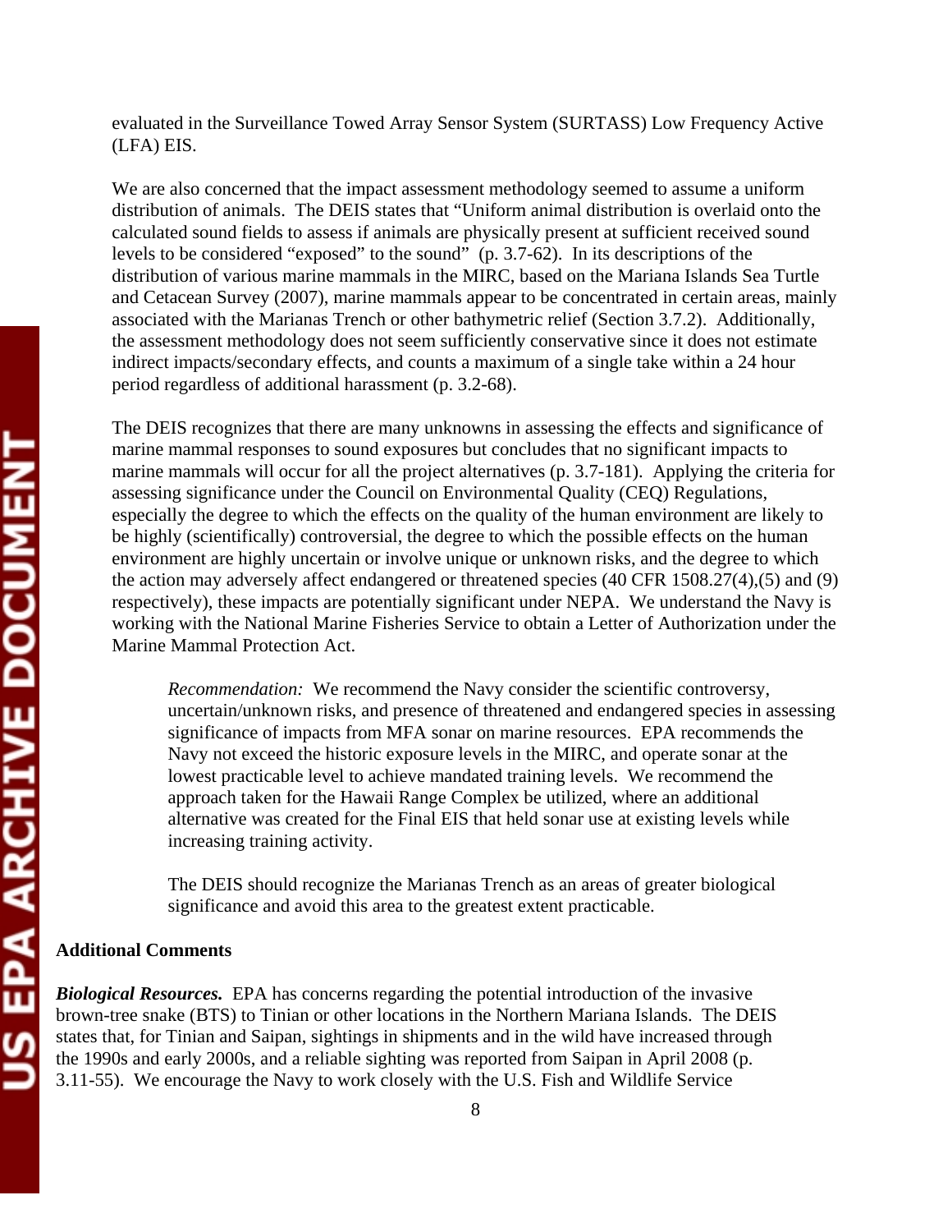evaluated in the Surveillance Towed Array Sensor System (SURTASS) Low Frequency Active (LFA) EIS.

We are also concerned that the impact assessment methodology seemed to assume a uniform distribution of animals. The DEIS states that "Uniform animal distribution is overlaid onto the calculated sound fields to assess if animals are physically present at sufficient received sound levels to be considered "exposed" to the sound" (p. 3.7-62). In its descriptions of the distribution of various marine mammals in the MIRC, based on the Mariana Islands Sea Turtle and Cetacean Survey (2007), marine mammals appear to be concentrated in certain areas, mainly associated with the Marianas Trench or other bathymetric relief (Section 3.7.2). Additionally, the assessment methodology does not seem sufficiently conservative since it does not estimate indirect impacts/secondary effects, and counts a maximum of a single take within a 24 hour period regardless of additional harassment (p. 3.2-68).

The DEIS recognizes that there are many unknowns in assessing the effects and significance of marine mammal responses to sound exposures but concludes that no significant impacts to marine mammals will occur for all the project alternatives (p. 3.7-181). Applying the criteria for assessing significance under the Council on Environmental Quality (CEQ) Regulations, especially the degree to which the effects on the quality of the human environment are likely to be highly (scientifically) controversial, the degree to which the possible effects on the human environment are highly uncertain or involve unique or unknown risks, and the degree to which the action may adversely affect endangered or threatened species (40 CFR 1508.27(4),(5) and (9) respectively), these impacts are potentially significant under NEPA. We understand the Navy is working with the National Marine Fisheries Service to obtain a Letter of Authorization under the Marine Mammal Protection Act.

> *Recommendation:* We recommend the Navy consider the scientific controversy, uncertain/unknown risks, and presence of threatened and endangered species in assessing significance of impacts from MFA sonar on marine resources. EPA recommends the Navy not exceed the historic exposure levels in the MIRC, and operate sonar at the lowest practicable level to achieve mandated training levels. We recommend the approach taken for the Hawaii Range Complex be utilized, where an additional alternative was created for the Final EIS that held sonar use at existing levels while increasing training activity.
>
> The DEIS should recognize the Marianas Trench as an areas of greater biological significance and avoid this area to the greatest extent practicable.

**Additional Comments**

***Biological Resources.*** EPA has concerns regarding the potential introduction of the invasive brown-tree snake (BTS) to Tinian or other locations in the Northern Mariana Islands. The DEIS states that, for Tinian and Saipan, sightings in shipments and in the wild have increased through the 1990s and early 2000s, and a reliable sighting was reported from Saipan in April 2008 (p. 3.11-55). We encourage the Navy to work closely with the U.S. Fish and Wildlife Service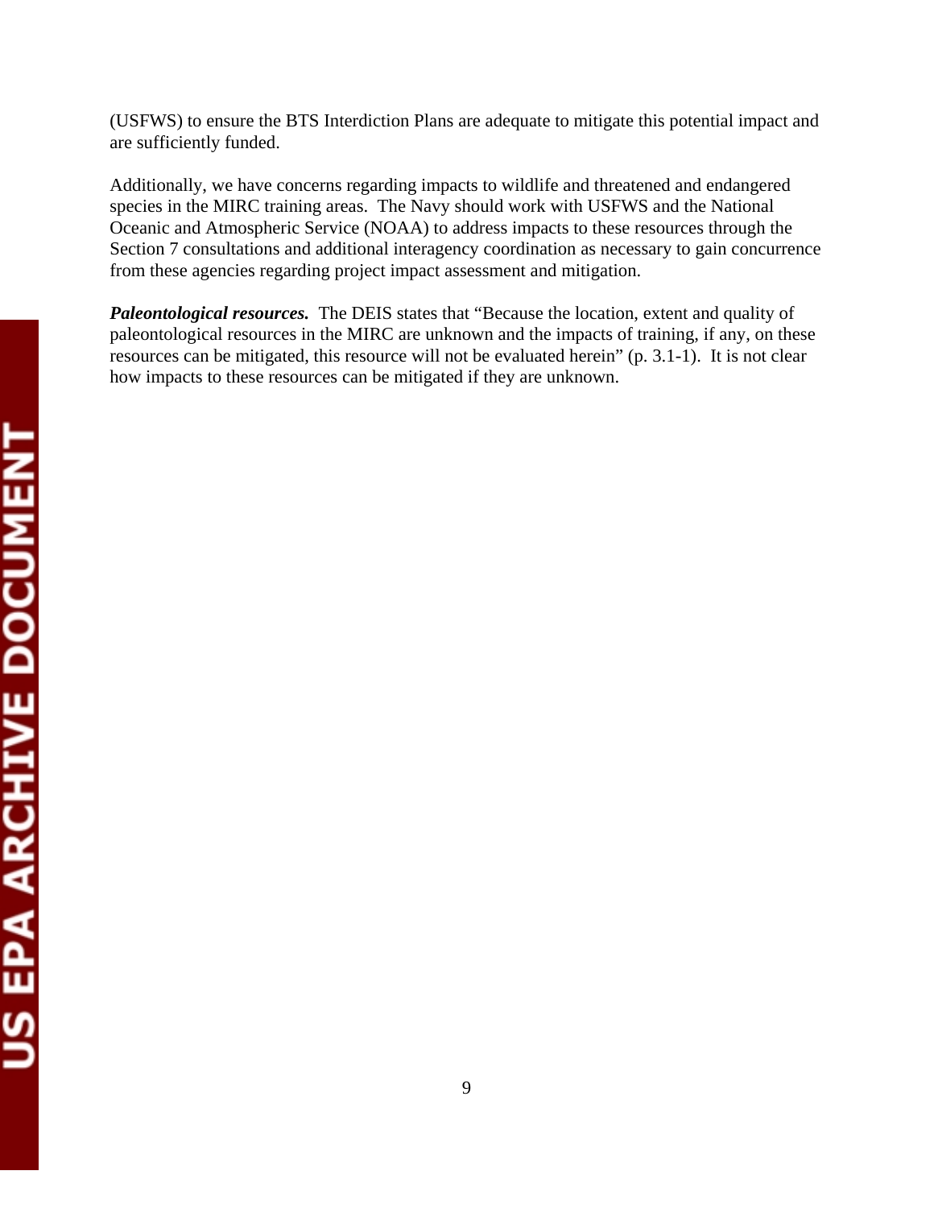(USFWS) to ensure the BTS Interdiction Plans are adequate to mitigate this potential impact and are sufficiently funded.

Additionally, we have concerns regarding impacts to wildlife and threatened and endangered species in the MIRC training areas. The Navy should work with USFWS and the National Oceanic and Atmospheric Service (NOAA) to address impacts to these resources through the Section 7 consultations and additional interagency coordination as necessary to gain concurrence from these agencies regarding project impact assessment and mitigation.

***Paleontological resources.*** The DEIS states that "Because the location, extent and quality of paleontological resources in the MIRC are unknown and the impacts of training, if any, on these resources can be mitigated, this resource will not be evaluated herein" (p. 3.1-1). It is not clear how impacts to these resources can be mitigated if they are unknown.